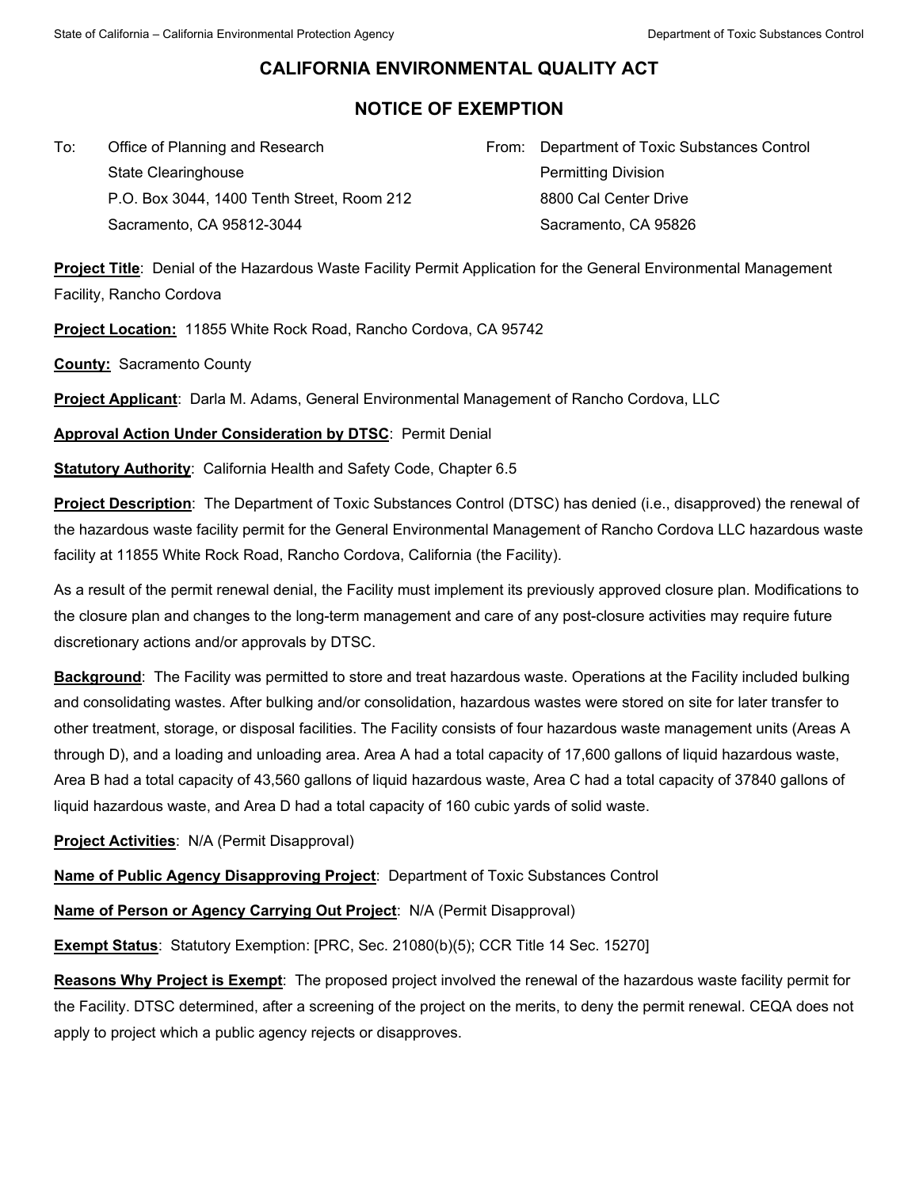# CALIFORNIA ENVIRONMENTAL QUALITY ACT

## NOTICE OF EXEMPTION

To: Office of Planning and Research
State Clearinghouse
P.O. Box 3044, 1400 Tenth Street, Room 212
Sacramento, CA 95812-3044

From: Department of Toxic Substances Control
Permitting Division
8800 Cal Center Drive
Sacramento, CA 95826

**Project Title**: Denial of the Hazardous Waste Facility Permit Application for the General Environmental Management Facility, Rancho Cordova

**Project Location:** 11855 White Rock Road, Rancho Cordova, CA 95742

**County:** Sacramento County

**Project Applicant**: Darla M. Adams, General Environmental Management of Rancho Cordova, LLC

**Approval Action Under Consideration by DTSC**: Permit Denial

**Statutory Authority**: California Health and Safety Code, Chapter 6.5

**Project Description**: The Department of Toxic Substances Control (DTSC) has denied (i.e., disapproved) the renewal of the hazardous waste facility permit for the General Environmental Management of Rancho Cordova LLC hazardous waste facility at 11855 White Rock Road, Rancho Cordova, California (the Facility).

As a result of the permit renewal denial, the Facility must implement its previously approved closure plan. Modifications to the closure plan and changes to the long-term management and care of any post-closure activities may require future discretionary actions and/or approvals by DTSC.

**Background**: The Facility was permitted to store and treat hazardous waste. Operations at the Facility included bulking and consolidating wastes. After bulking and/or consolidation, hazardous wastes were stored on site for later transfer to other treatment, storage, or disposal facilities. The Facility consists of four hazardous waste management units (Areas A through D), and a loading and unloading area. Area A had a total capacity of 17,600 gallons of liquid hazardous waste, Area B had a total capacity of 43,560 gallons of liquid hazardous waste, Area C had a total capacity of 37840 gallons of liquid hazardous waste, and Area D had a total capacity of 160 cubic yards of solid waste.

**Project Activities**: N/A (Permit Disapproval)

**Name of Public Agency Disapproving Project**: Department of Toxic Substances Control

**Name of Person or Agency Carrying Out Project**: N/A (Permit Disapproval)

**Exempt Status**: Statutory Exemption: [PRC, Sec. 21080(b)(5); CCR Title 14 Sec. 15270]

**Reasons Why Project is Exempt**: The proposed project involved the renewal of the hazardous waste facility permit for the Facility. DTSC determined, after a screening of the project on the merits, to deny the permit renewal. CEQA does not apply to project which a public agency rejects or disapproves.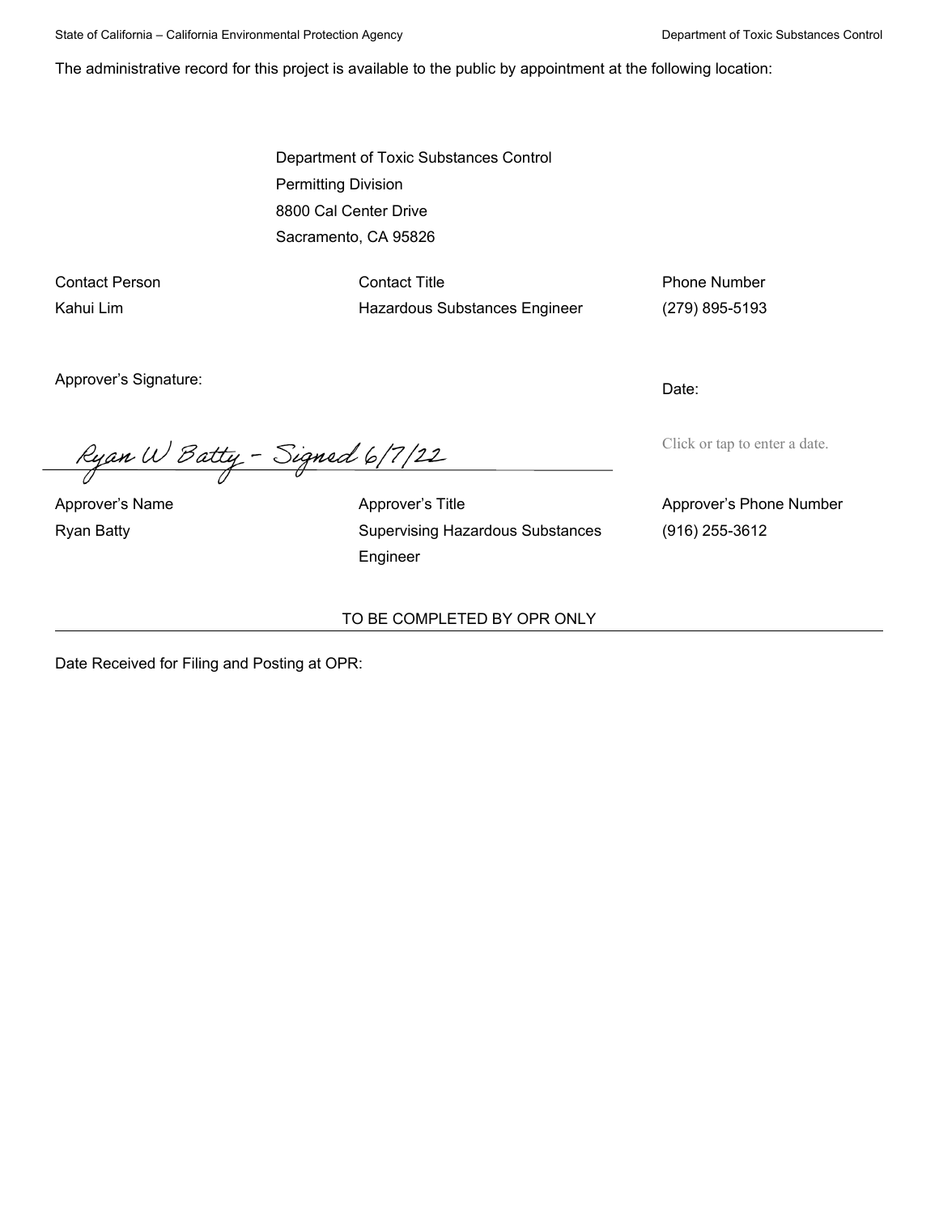The administrative record for this project is available to the public by appointment at the following location:

Department of Toxic Substances Control
Permitting Division
8800 Cal Center Drive
Sacramento, CA 95826

| Contact Person | Contact Title | Phone Number |
| --- | --- | --- |
| Kahui Lim | Hazardous Substances Engineer | (279) 895-5193 |

Approver's Signature:

Ryan W Batty - Signed 6/7/22

Date:

Click or tap to enter a date.

| Approver's Name | Approver's Title | Approver's Phone Number |
| --- | --- | --- |
| Ryan Batty | Supervising Hazardous Substances Engineer | (916) 255-3612 |

TO BE COMPLETED BY OPR ONLY

Date Received for Filing and Posting at OPR: